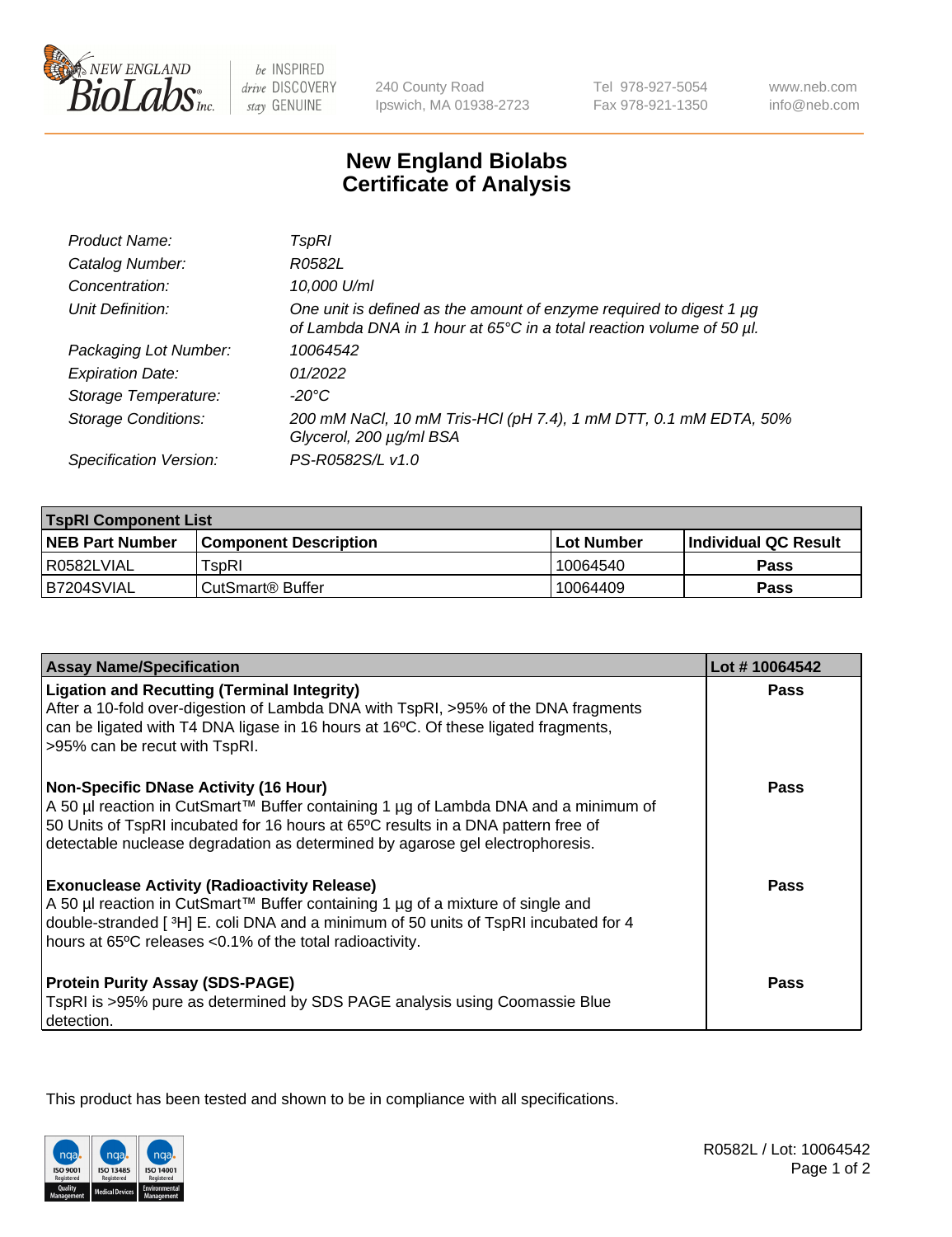New England BioLabs Inc. — be INSPIRED drive DISCOVERY stay GENUINE

240 County Road
Ipswich, MA 01938-2723

Tel 978-927-5054
Fax 978-921-1350

www.neb.com
info@neb.com

# New England Biolabs
# Certificate of Analysis

| | |
|---|---|
| *Product Name:* | *TspRI* |
| *Catalog Number:* | *R0582L* |
| *Concentration:* | *10,000 U/ml* |
| *Unit Definition:* | *One unit is defined as the amount of enzyme required to digest 1 µg of Lambda DNA in 1 hour at 65°C in a total reaction volume of 50 µl.* |
| *Packaging Lot Number:* | *10064542* |
| *Expiration Date:* | *01/2022* |
| *Storage Temperature:* | *-20°C* |
| *Storage Conditions:* | *200 mM NaCl, 10 mM Tris-HCl (pH 7.4), 1 mM DTT, 0.1 mM EDTA, 50% Glycerol, 200 µg/ml BSA* |
| *Specification Version:* | *PS-R0582S/L v1.0* |

| **TspRI Component List** | | | |
|---|---|---|---|
| **NEB Part Number** | **Component Description** | **Lot Number** | **Individual QC Result** |
| R0582LVIAL | TspRI | 10064540 | **Pass** |
| B7204SVIAL | CutSmart® Buffer | 10064409 | **Pass** |

| **Assay Name/Specification** | **Lot # 10064542** |
|---|---|
| **Ligation and Recutting (Terminal Integrity)** After a 10-fold over-digestion of Lambda DNA with TspRI, >95% of the DNA fragments can be ligated with T4 DNA ligase in 16 hours at 16ºC. Of these ligated fragments, >95% can be recut with TspRI. | **Pass** |
| **Non-Specific DNase Activity (16 Hour)** A 50 µl reaction in CutSmart™ Buffer containing 1 µg of Lambda DNA and a minimum of 50 Units of TspRI incubated for 16 hours at 65ºC results in a DNA pattern free of detectable nuclease degradation as determined by agarose gel electrophoresis. | **Pass** |
| **Exonuclease Activity (Radioactivity Release)** A 50 µl reaction in CutSmart™ Buffer containing 1 µg of a mixture of single and double-stranded [ $^{3}$H] E. coli DNA and a minimum of 50 units of TspRI incubated for 4 hours at 65ºC releases <0.1% of the total radioactivity. | **Pass** |
| **Protein Purity Assay (SDS-PAGE)** TspRI is >95% pure as determined by SDS PAGE analysis using Coomassie Blue detection. | **Pass** |

This product has been tested and shown to be in compliance with all specifications.

R0582L / Lot: 10064542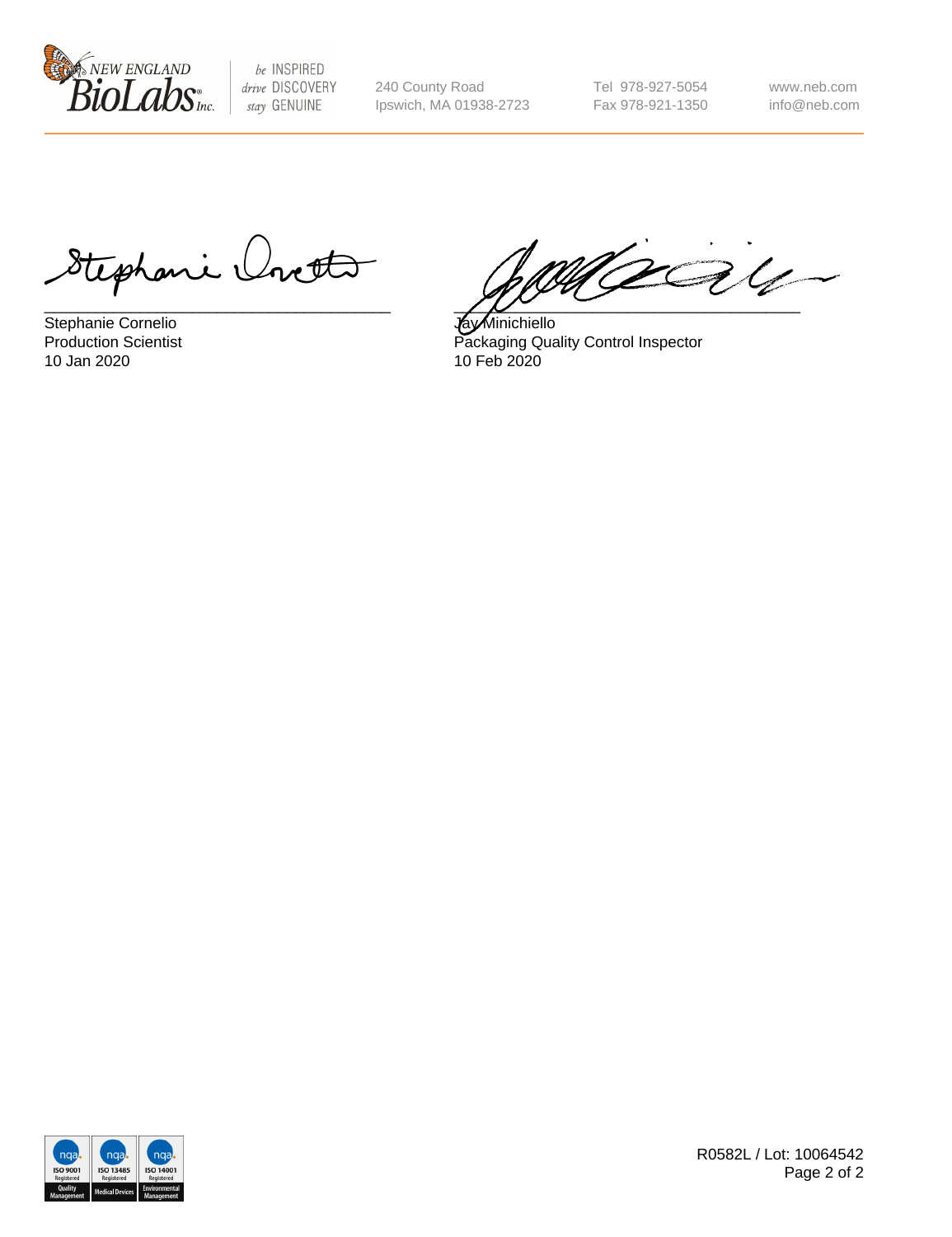Stephanie Cornelio
Production Scientist
10 Jan 2020

Jay Minichiello
Packaging Quality Control Inspector
10 Feb 2020

R0582L / Lot: 10064542